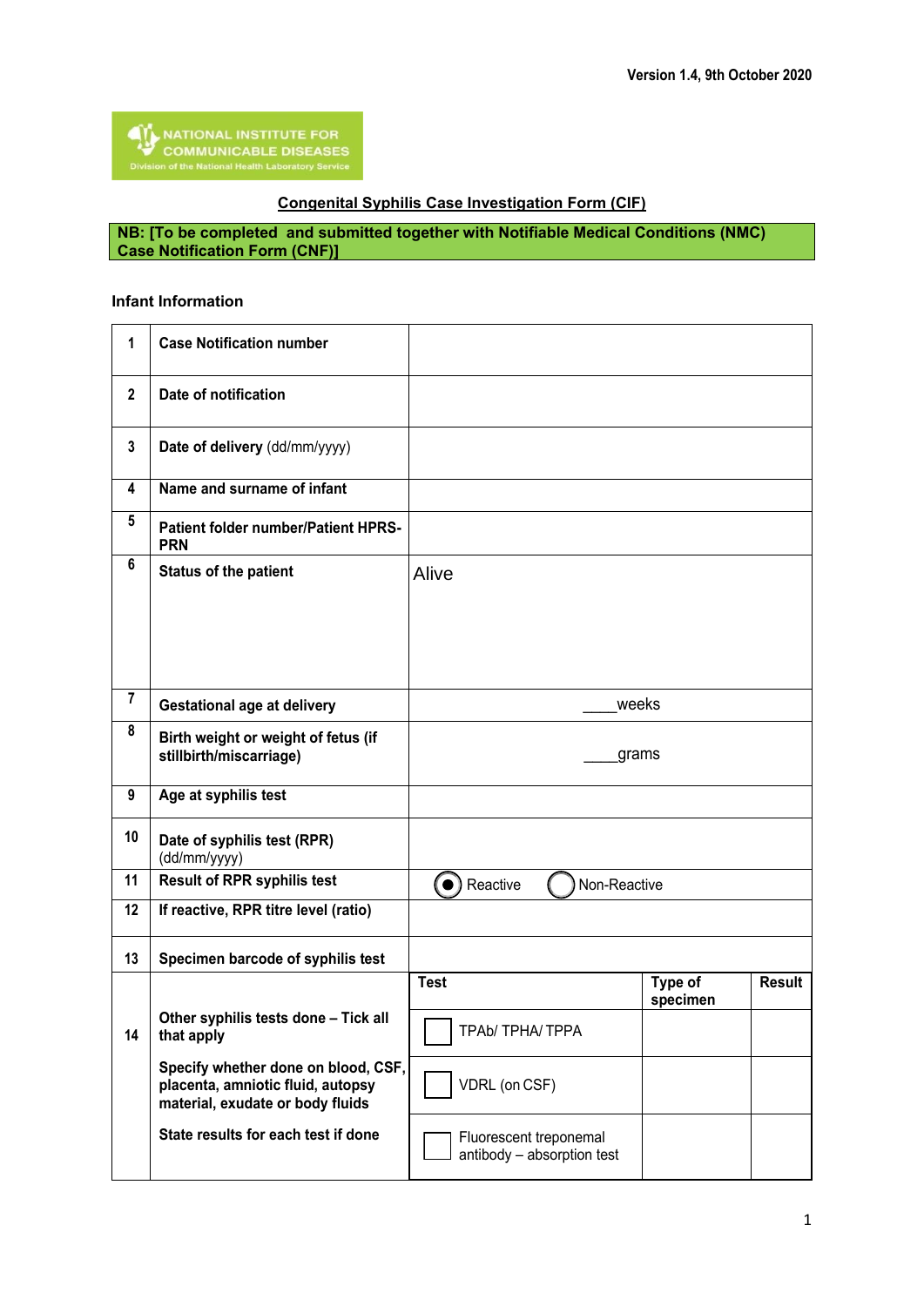Version 1.4, 9th October 2020

NATIONAL INSTITUTE FOR COMMUNICABLE DISEASES
Division of the National Health Laboratory Service

## Congenital Syphilis Case Investigation Form (CIF)

**NB: [To be completed and submitted together with Notifiable Medical Conditions (NMC) Case Notification Form (CNF)]**

### Infant Information

| | | | | |
|---|---|---|---|---|
| 1 | **Case Notification number** | | | |
| 2 | **Date of notification** | | | |
| 3 | **Date of delivery** (dd/mm/yyyy) | | | |
| 4 | **Name and surname of infant** | | | |
| 5 | **Patient folder number/Patient HPRS-PRN** | | | |
| 6 | **Status of the patient** | Alive | | |
| 7 | **Gestational age at delivery** | ____weeks | | |
| 8 | **Birth weight or weight of fetus (if stillbirth/miscarriage)** | ____grams | | |
| 9 | **Age at syphilis test** | | | |
| 10 | **Date of syphilis test (RPR)** (dd/mm/yyyy) | | | |
| 11 | **Result of RPR syphilis test** | ◉ Reactive ◯ Non-Reactive | | |
| 12 | **If reactive, RPR titre level (ratio)** | | | |
| 13 | **Specimen barcode of syphilis test** | | | |
| 14 | **Other syphilis tests done – Tick all that apply**<br><br>**Specify whether done on blood, CSF, placenta, amniotic fluid, autopsy material, exudate or body fluids**<br><br>**State results for each test if done** | **Test** | **Type of specimen** | **Result** |
| | | ☐ TPAb/ TPHA/ TPPA | | |
| | | ☐ VDRL (on CSF) | | |
| | | ☐ Fluorescent treponemal antibody – absorption test | | |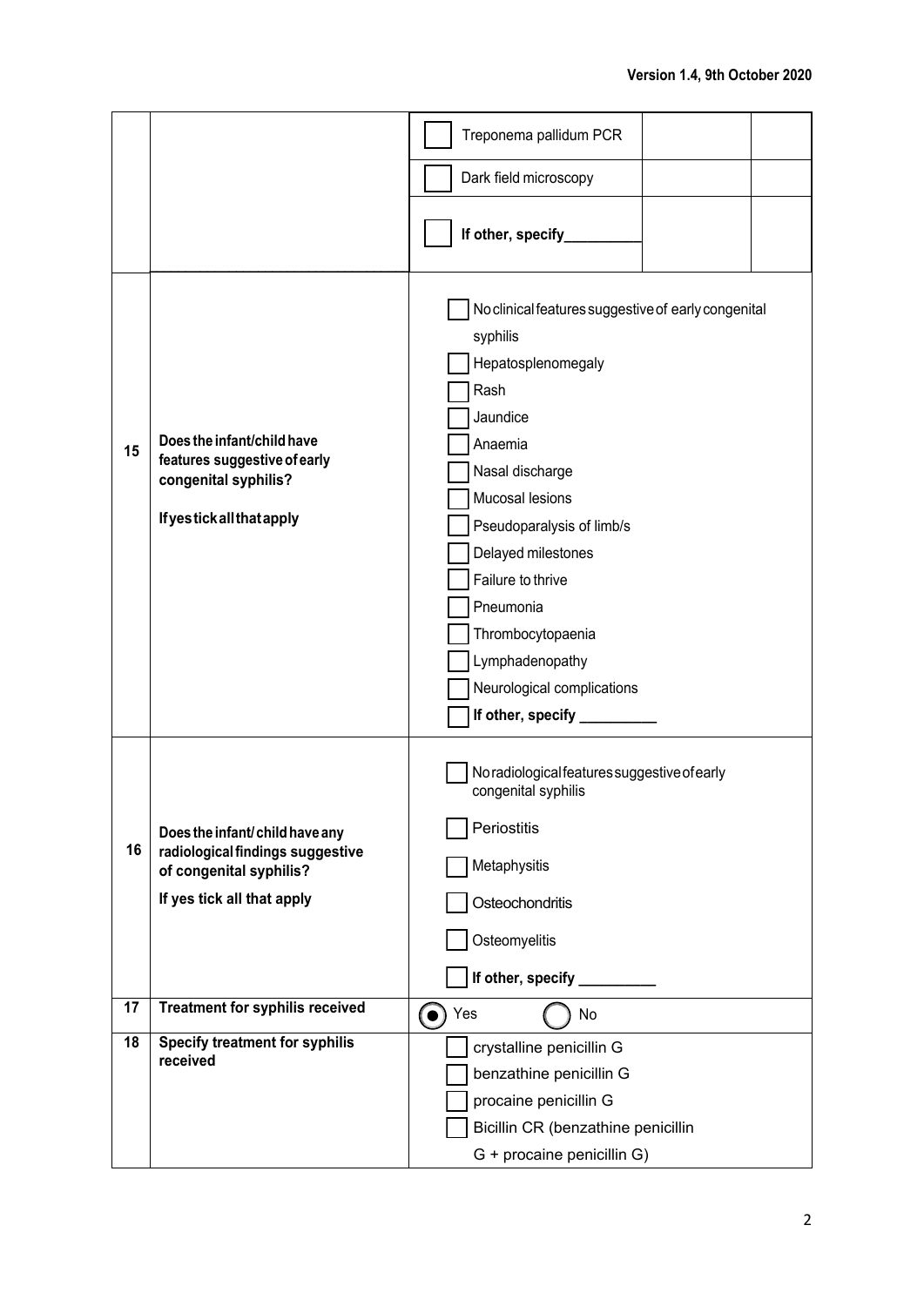| | | | | |
|---|---|---|---|---|
| | | ☐ Treponema pallidum PCR | | |
| | | ☐ Dark field microscopy | | |
| | | ☐ If other, specify_________ | | |
| 15 | **Does the infant/child have features suggestive of early congenital syphilis?**<br><br>**If yes tick all that apply** | ☐ No clinical features suggestive of early congenital syphilis<br>☐ Hepatosplenomegaly<br>☐ Rash<br>☐ Jaundice<br>☐ Anaemia<br>☐ Nasal discharge<br>☐ Mucosal lesions<br>☐ Pseudoparalysis of limb/s<br>☐ Delayed milestones<br>☐ Failure to thrive<br>☐ Pneumonia<br>☐ Thrombocytopaenia<br>☐ Lymphadenopathy<br>☐ Neurological complications<br>☐ **If other, specify** _________ | | |
| 16 | **Does the infant/ child have any radiological findings suggestive of congenital syphilis?**<br>**If yes tick all that apply** | ☐ No radiological features suggestive of early congenital syphilis<br>☐ Periostitis<br>☐ Metaphysitis<br>☐ Osteochondritis<br>☐ Osteomyelitis<br>☐ **If other, specify** _________ | | |
| 17 | **Treatment for syphilis received** | ◉ Yes ◯ No | | |
| 18 | **Specify treatment for syphilis received** | ☐ crystalline penicillin G<br>☐ benzathine penicillin G<br>☐ procaine penicillin G<br>☐ Bicillin CR (benzathine penicillin G + procaine penicillin G) | | |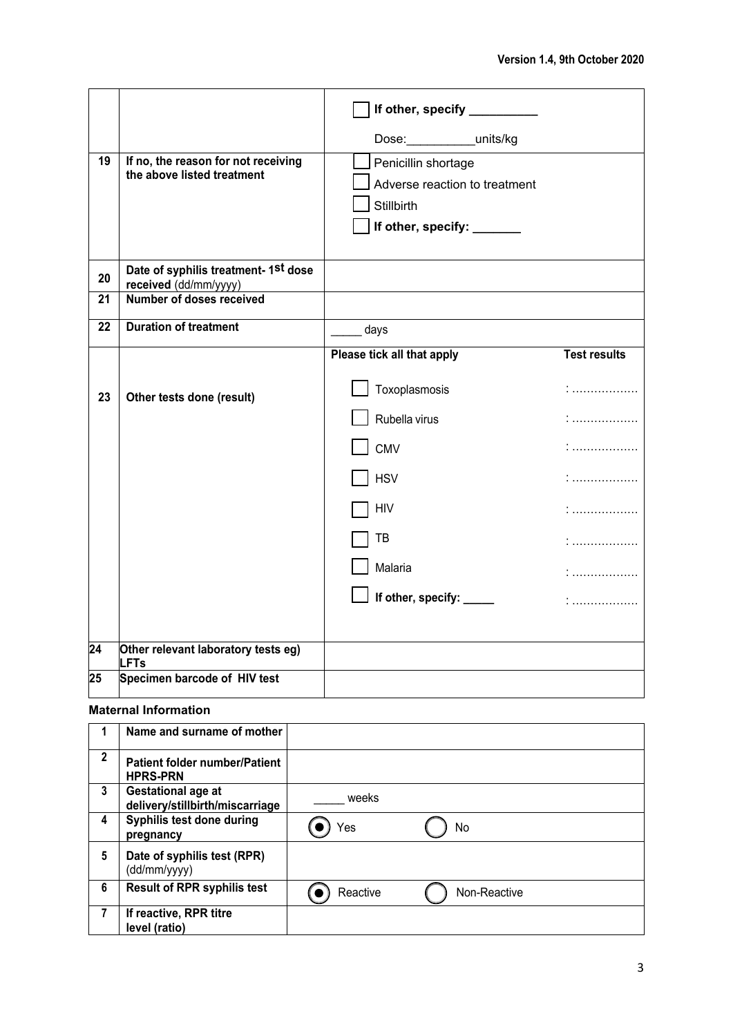| | | |
|---|---|---|
| | | ☐ **If other, specify __________**<br>Dose:__________units/kg |
| 19 | **If no, the reason for not receiving the above listed treatment** | ☐ Penicillin shortage<br>☐ Adverse reaction to treatment<br>☐ Stillbirth<br>☐ **If other, specify: _______** |
| 20 | **Date of syphilis treatment- 1st dose received** (dd/mm/yyyy) | |
| 21 | **Number of doses received** | |
| 22 | **Duration of treatment** | _____ days |
| 23 | **Other tests done (result)** | **Please tick all that apply** / **Test results**<br>☐ Toxoplasmosis : ………………<br>☐ Rubella virus : ………………<br>☐ CMV : ………………<br>☐ HSV : ………………<br>☐ HIV : ………………<br>☐ TB : ………………<br>☐ Malaria : ………………<br>☐ **If other, specify: _____** : ……………… |
| 24 | **Other relevant laboratory tests eg) LFTs** | |
| 25 | **Specimen barcode of HIV test** | |

**Maternal Information**

| | | |
|---|---|---|
| 1 | **Name and surname of mother** | |
| 2 | **Patient folder number/Patient HPRS-PRN** | |
| 3 | **Gestational age at delivery/stillbirth/miscarriage** | _____ weeks |
| 4 | **Syphilis test done during pregnancy** | ◉ Yes ◯ No |
| 5 | **Date of syphilis test (RPR)** (dd/mm/yyyy) | |
| 6 | **Result of RPR syphilis test** | ◉ Reactive ◯ Non-Reactive |
| 7 | **If reactive, RPR titre level (ratio)** | |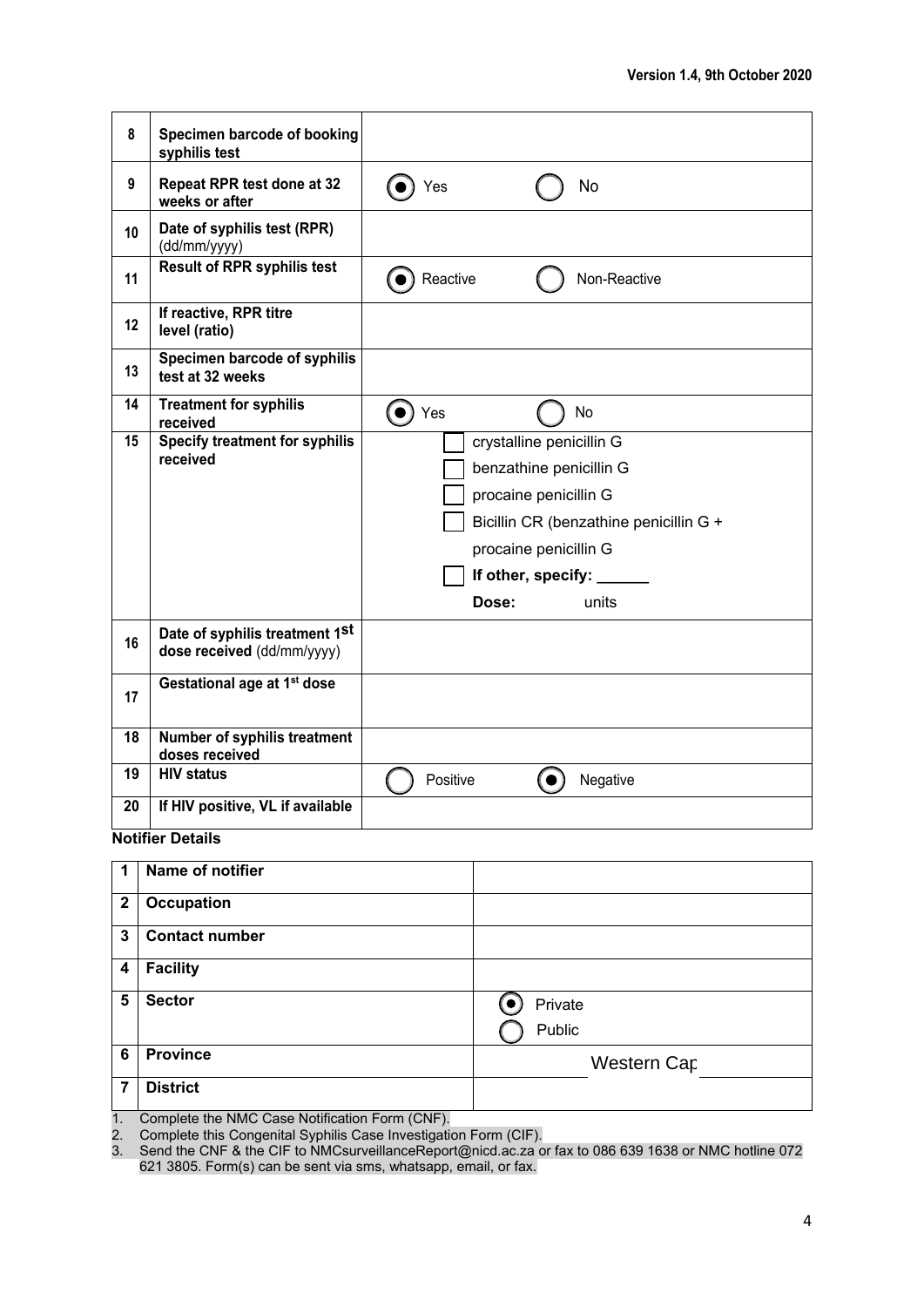| | | |
|---|---|---|
| 8 | **Specimen barcode of booking syphilis test** | |
| 9 | **Repeat RPR test done at 32 weeks or after** | (●) Yes ( ) No |
| 10 | **Date of syphilis test (RPR)** (dd/mm/yyyy) | |
| 11 | **Result of RPR syphilis test** | (●) Reactive ( ) Non-Reactive |
| 12 | **If reactive, RPR titre level (ratio)** | |
| 13 | **Specimen barcode of syphilis test at 32 weeks** | |
| 14 | **Treatment for syphilis received** | (●) Yes ( ) No |
| 15 | **Specify treatment for syphilis received** | ☐ crystalline penicillin G<br>☐ benzathine penicillin G<br>☐ procaine penicillin G<br>☐ Bicillin CR (benzathine penicillin G + procaine penicillin G<br>☐ **If other, specify: ______**<br>**Dose:** units |
| 16 | **Date of syphilis treatment 1st dose received** (dd/mm/yyyy) | |
| 17 | **Gestational age at 1st dose** | |
| 18 | **Number of syphilis treatment doses received** | |
| 19 | **HIV status** | ( ) Positive (●) Negative |
| 20 | **If HIV positive, VL if available** | |

**Notifier Details**

| | | |
|---|---|---|
| 1 | **Name of notifier** | |
| 2 | **Occupation** | |
| 3 | **Contact number** | |
| 4 | **Facility** | |
| 5 | **Sector** | (●) Private<br>( ) Public |
| 6 | **Province** | Western Car |
| 7 | **District** | |

1. Complete the NMC Case Notification Form (CNF).
2. Complete this Congenital Syphilis Case Investigation Form (CIF).
3. Send the CNF & the CIF to NMCsurveillanceReport@nicd.ac.za or fax to 086 639 1638 or NMC hotline 072 621 3805. Form(s) can be sent via sms, whatsapp, email, or fax.